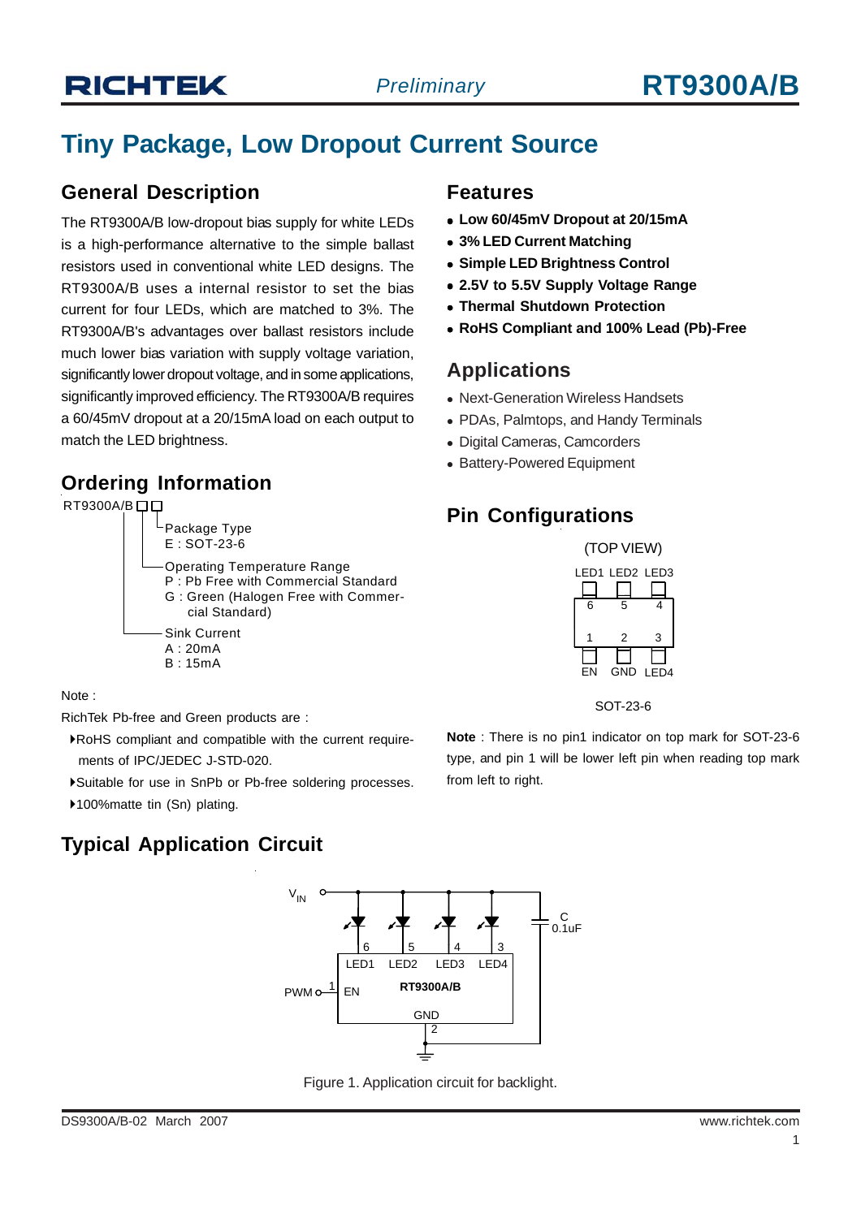# Tiny Package, Low Dropout Current Source

## General Description

The RT9300A/B low-dropout bias supply for white LEDs is a high-performance alternative to the simple ballast resistors used in conventional white LED designs. The RT9300A/B uses a internal resistor to set the bias current for four LEDs, which are matched to 3%. The RT9300A/B's advantages over ballast resistors include much lower bias variation with supply voltage variation, significantly lower dropout voltage, and in some applications, significantly improved efficiency. The RT9300A/B requires a 60/45mV dropout at a 20/15mA load on each output to match the LED brightness.

## Ordering Information

RT9300A/B □□

- Package Type
  E : SOT-23-6
- Operating Temperature Range
  P : Pb Free with Commercial Standard
  G : Green (Halogen Free with Commercial Standard)
- Sink Current
  A : 20mA
  B : 15mA

Note :

RichTek Pb-free and Green products are :

- RoHS compliant and compatible with the current requirements of IPC/JEDEC J-STD-020.
- Suitable for use in SnPb or Pb-free soldering processes.
- 100%matte tin (Sn) plating.

## Features

- **Low 60/45mV Dropout at 20/15mA**
- **3% LED Current Matching**
- **Simple LED Brightness Control**
- **2.5V to 5.5V Supply Voltage Range**
- **Thermal Shutdown Protection**
- **RoHS Compliant and 100% Lead (Pb)-Free**

## Applications

- Next-Generation Wireless Handsets
- PDAs, Palmtops, and Handy Terminals
- Digital Cameras, Camcorders
- Battery-Powered Equipment

## Pin Configurations

(TOP VIEW)

LED1 LED2 LED3

6 5 4

1 2 3

EN GND LED4

SOT-23-6

**Note** : There is no pin1 indicator on top mark for SOT-23-6 type, and pin 1 will be lower left pin when reading top mark from left to right.

## Typical Application Circuit

$V_{IN}$

C 0.1uF

6 LED1, 5 LED2, 4 LED3, 3 LED4

RT9300A/B

PWM 1 EN

GND 2

Figure 1. Application circuit for backlight.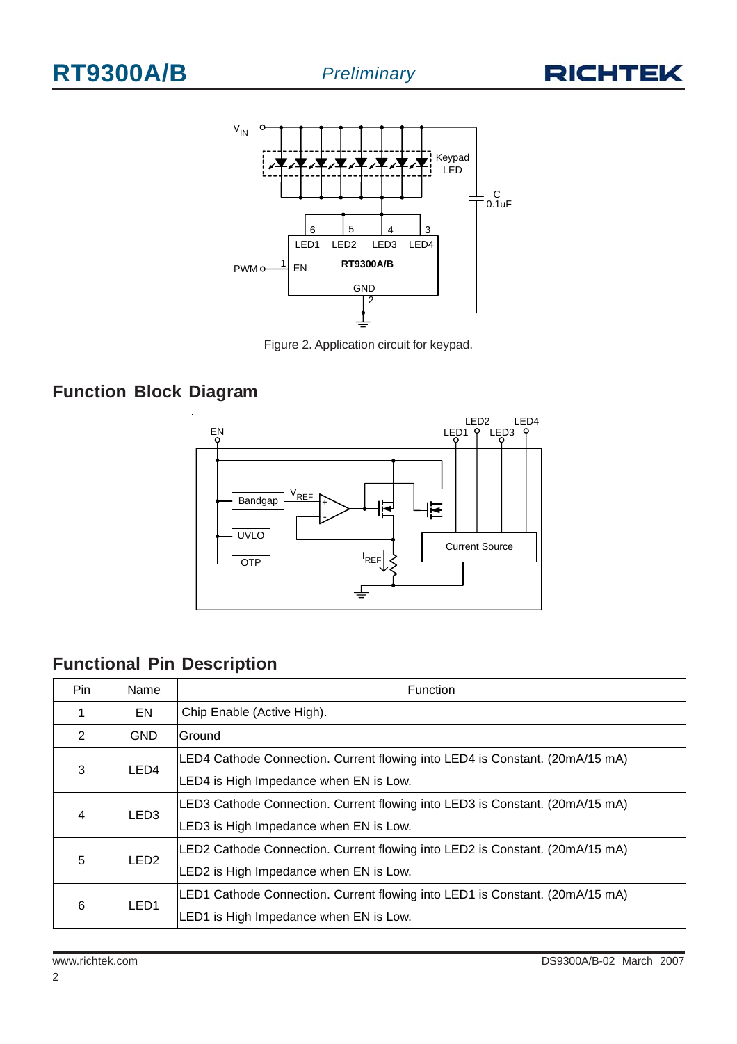$V_{IN}$

Keypad LED

C 0.1uF

6 5 4 3

LED1 LED2 LED3 LED4

PWM 1 EN RT9300A/B

GND 2

Figure 2. Application circuit for keypad.

## Function Block Diagram

EN

LED1 LED2 LED3 LED4

Bandgap $V_{REF}$

UVLO

OTP

$I_{REF}$

Current Source

## Functional Pin Description

| Pin | Name | Function |
|---|---|---|
| 1 | EN | Chip Enable (Active High). |
| 2 | GND | Ground |
| 3 | LED4 | LED4 Cathode Connection. Current flowing into LED4 is Constant. (20mA/15 mA) LED4 is High Impedance when EN is Low. |
| 4 | LED3 | LED3 Cathode Connection. Current flowing into LED3 is Constant. (20mA/15 mA) LED3 is High Impedance when EN is Low. |
| 5 | LED2 | LED2 Cathode Connection. Current flowing into LED2 is Constant. (20mA/15 mA) LED2 is High Impedance when EN is Low. |
| 6 | LED1 | LED1 Cathode Connection. Current flowing into LED1 is Constant. (20mA/15 mA) LED1 is High Impedance when EN is Low. |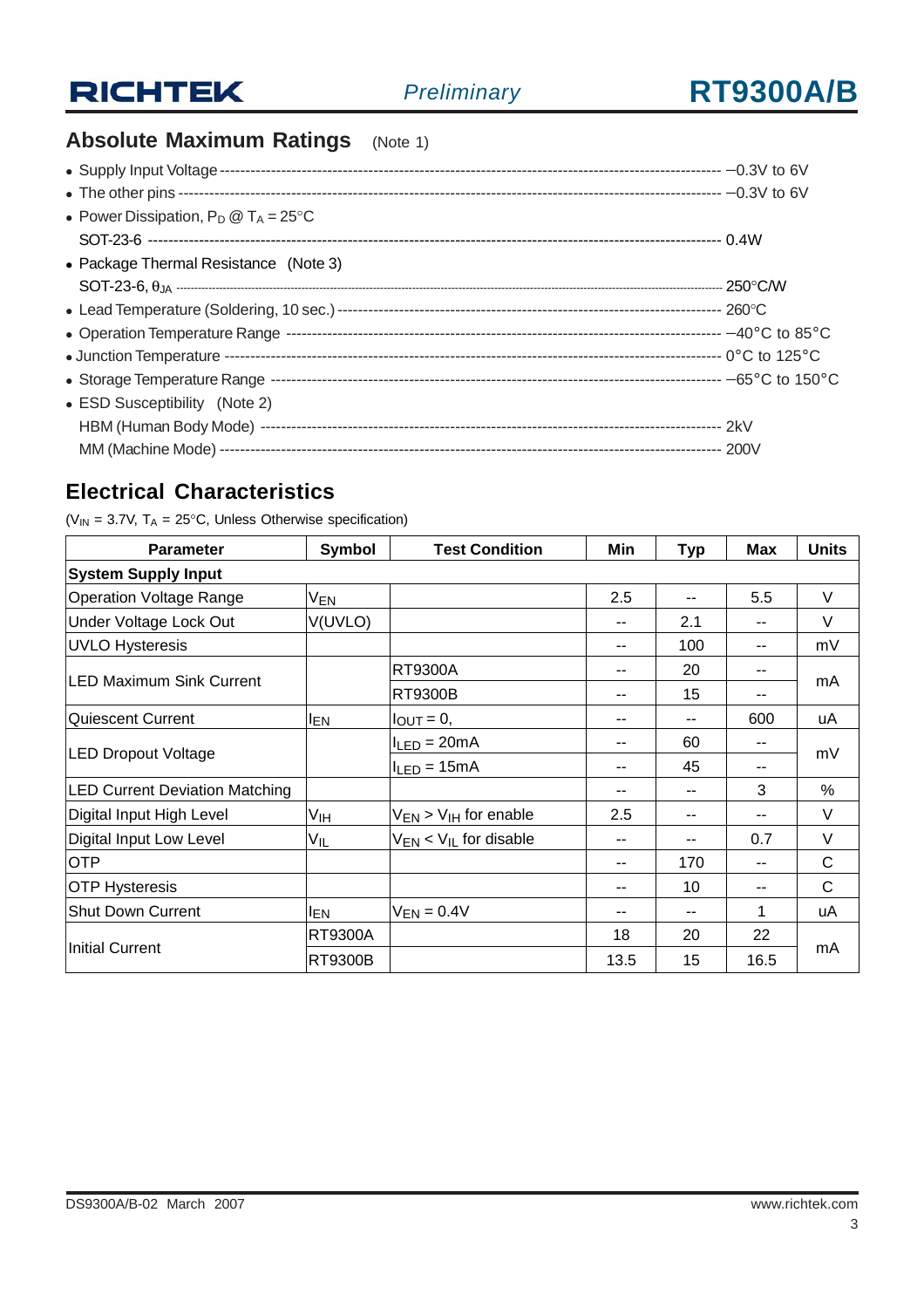## Absolute Maximum Ratings (Note 1)

- Supply Input Voltage ---------------------------------------------------------------------------------- −0.3V to 6V
- The other pins ---------------------------------------------------------------------------------------- −0.3V to 6V
- Power Dissipation, $P_D$ @ $T_A$ = 25°C
  SOT-23-6 ---------------------------------------------------------------------------------------------- 0.4W
- Package Thermal Resistance (Note 3)
  SOT-23-6, $\theta_{JA}$ ------------------------------------------------------------------------------- 250°C/W
- Lead Temperature (Soldering, 10 sec.) ------------------------------------------------------------- 260°C
- Operation Temperature Range ----------------------------------------------------------------------- −40°C to 85°C
- Junction Temperature ------------------------------------------------------------------------------------ 0°C to 125°C
- Storage Temperature Range ------------------------------------------------------------------------------ −65°C to 150°C
- ESD Susceptibility (Note 2)
  HBM (Human Body Mode) --------------------------------------------------------------------------- 2kV
  MM (Machine Mode) -------------------------------------------------------------------------------- 200V

## Electrical Characteristics

($V_{IN}$ = 3.7V, $T_A$ = 25°C, Unless Otherwise specification)

| Parameter | Symbol | Test Condition | Min | Typ | Max | Units |
|---|---|---|---|---|---|---|
| **System Supply Input** | | | | | | |
| Operation Voltage Range | $V_{EN}$ | | 2.5 | -- | 5.5 | V |
| Under Voltage Lock Out | V(UVLO) | | -- | 2.1 | -- | V |
| UVLO Hysteresis | | | -- | 100 | -- | mV |
| LED Maximum Sink Current | | RT9300A | -- | 20 | -- | mA |
| | | RT9300B | -- | 15 | -- | |
| Quiescent Current | $I_{EN}$ | $I_{OUT}$ = 0, | -- | -- | 600 | uA |
| LED Dropout Voltage | | $I_{LED}$ = 20mA | -- | 60 | -- | mV |
| | | $I_{LED}$ = 15mA | -- | 45 | -- | |
| LED Current Deviation Matching | | | -- | -- | 3 | % |
| Digital Input High Level | $V_{IH}$ | $V_{EN}$ > $V_{IH}$ for enable | 2.5 | -- | -- | V |
| Digital Input Low Level | $V_{IL}$ | $V_{EN}$ < $V_{IL}$ for disable | -- | -- | 0.7 | V |
| OTP | | | -- | 170 | -- | C |
| OTP Hysteresis | | | -- | 10 | -- | C |
| Shut Down Current | $I_{EN}$ | $V_{EN}$ = 0.4V | -- | -- | 1 | uA |
| Initial Current | RT9300A | | 18 | 20 | 22 | mA |
| | RT9300B | | 13.5 | 15 | 16.5 | |

DS9300A/B-02 March 2007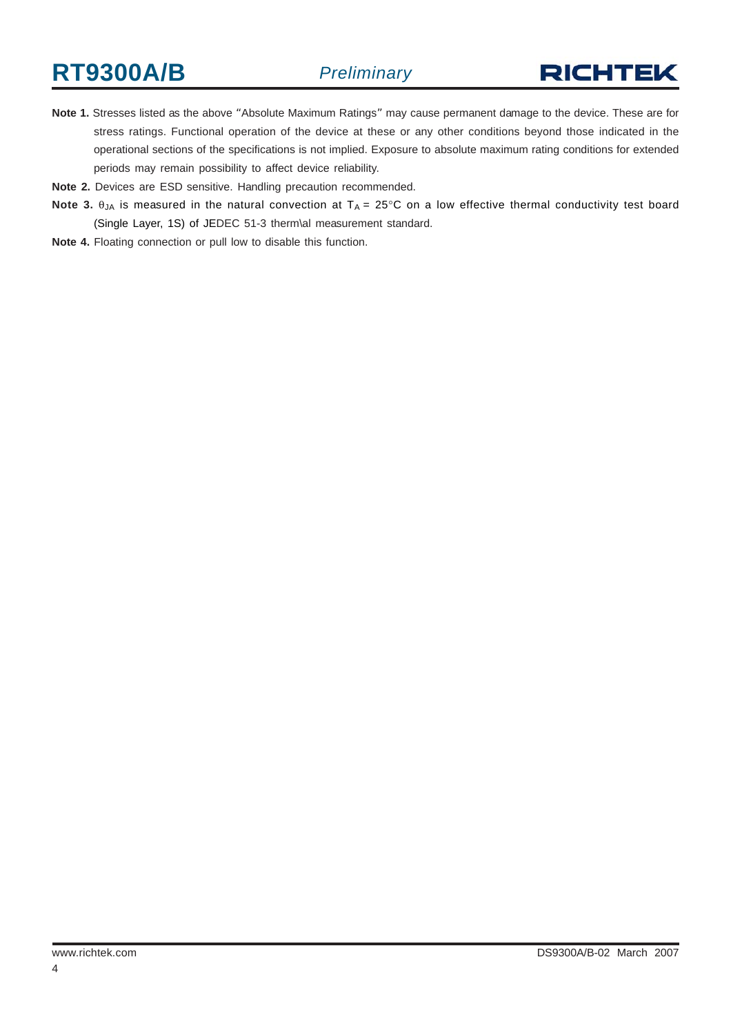**Note 1.** Stresses listed as the above "Absolute Maximum Ratings" may cause permanent damage to the device. These are for stress ratings. Functional operation of the device at these or any other conditions beyond those indicated in the operational sections of the specifications is not implied. Exposure to absolute maximum rating conditions for extended periods may remain possibility to affect device reliability.

**Note 2.** Devices are ESD sensitive. Handling precaution recommended.

**Note 3.** $\theta_{JA}$ is measured in the natural convection at $T_A$ = 25°C on a low effective thermal conductivity test board (Single Layer, 1S) of JEDEC 51-3 therm\al measurement standard.

**Note 4.** Floating connection or pull low to disable this function.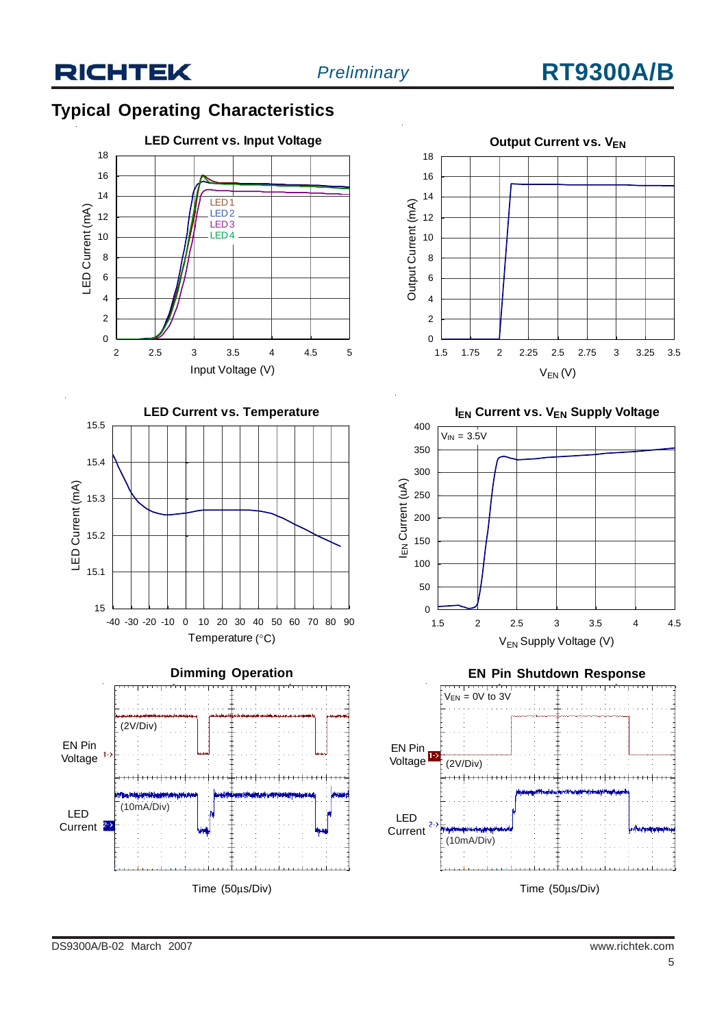## Typical Operating Characteristics

**LED Current vs. Input Voltage**

LED Current (mA)
18
16
14
12
10
8
6
4
2
0
2 2.5 3 3.5 4 4.5 5
Input Voltage (V)
LED 1
LED 2
LED 3
LED 4

**Output Current vs. $V_{EN}$**

Output Current (mA)
18
16
14
12
10
8
6
4
2
0
1.5 1.75 2 2.25 2.5 2.75 3 3.25 3.5
$V_{EN}$ (V)

**LED Current vs. Temperature**

LED Current (mA)
15.5
15.4
15.3
15.2
15.1
15
-40 -30 -20 -10 0 10 20 30 40 50 60 70 80 90
Temperature (°C)

**$I_{EN}$ Current vs. $V_{EN}$ Supply Voltage**

$V_{IN}$ = 3.5V
$I_{EN}$ Current (uA)
400
350
300
250
200
150
100
50
0
1.5 2 2.5 3 3.5 4 4.5
$V_{EN}$ Supply Voltage (V)

**Dimming Operation**

EN Pin Voltage
(2V/Div)
LED Current
(10mA/Div)
Time (50μs/Div)

**EN Pin Shutdown Response**

$V_{EN}$ = 0V to 3V
EN Pin Voltage
(2V/Div)
LED Current
(10mA/Div)
Time (50μs/Div)

DS9300A/B-02 March 2007
www.richtek.com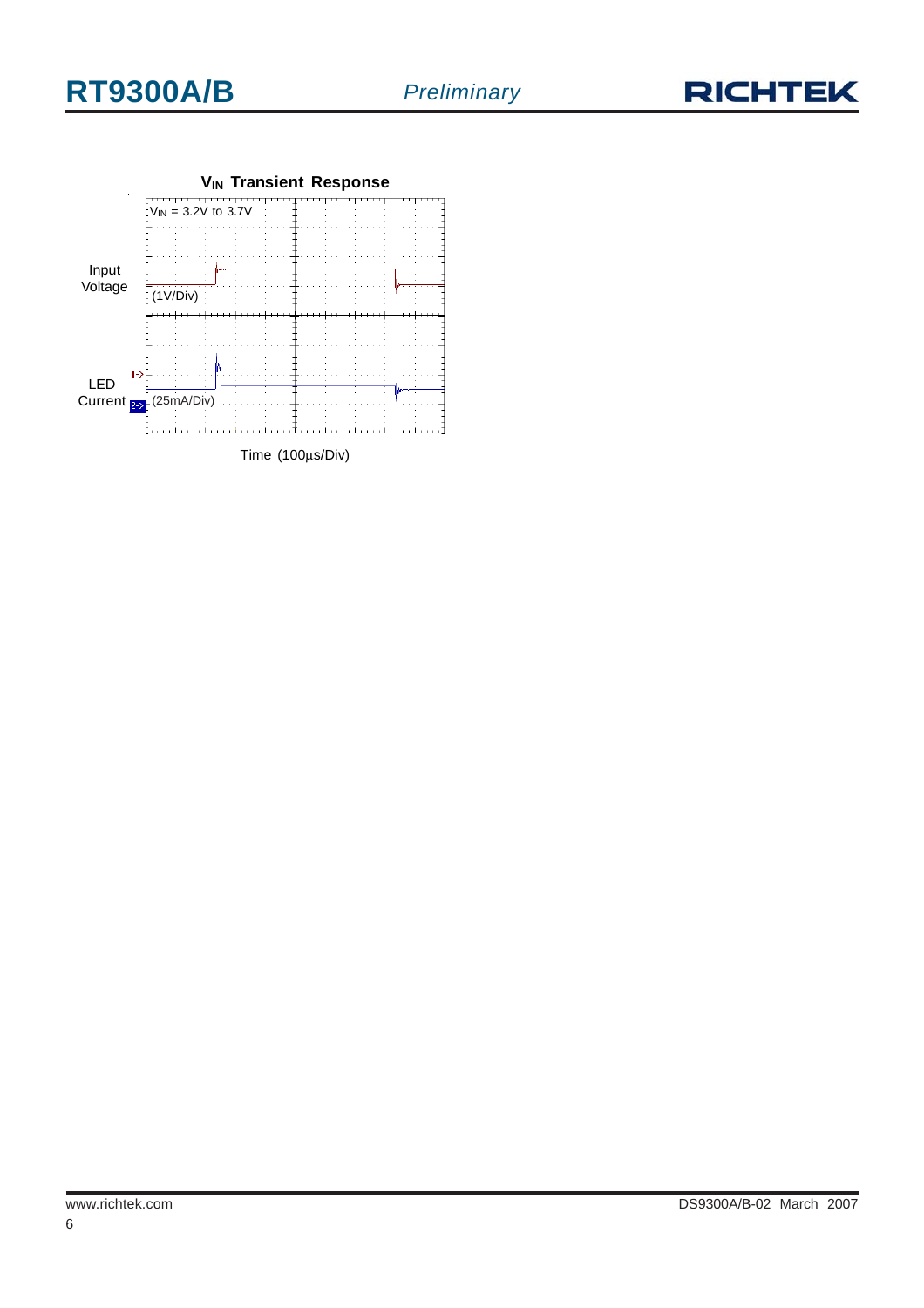## $V_{IN}$ Transient Response

$V_{IN}$ = 3.2V to 3.7V

Input Voltage

(1V/Div)

LED Current

(25mA/Div)

Time (100μs/Div)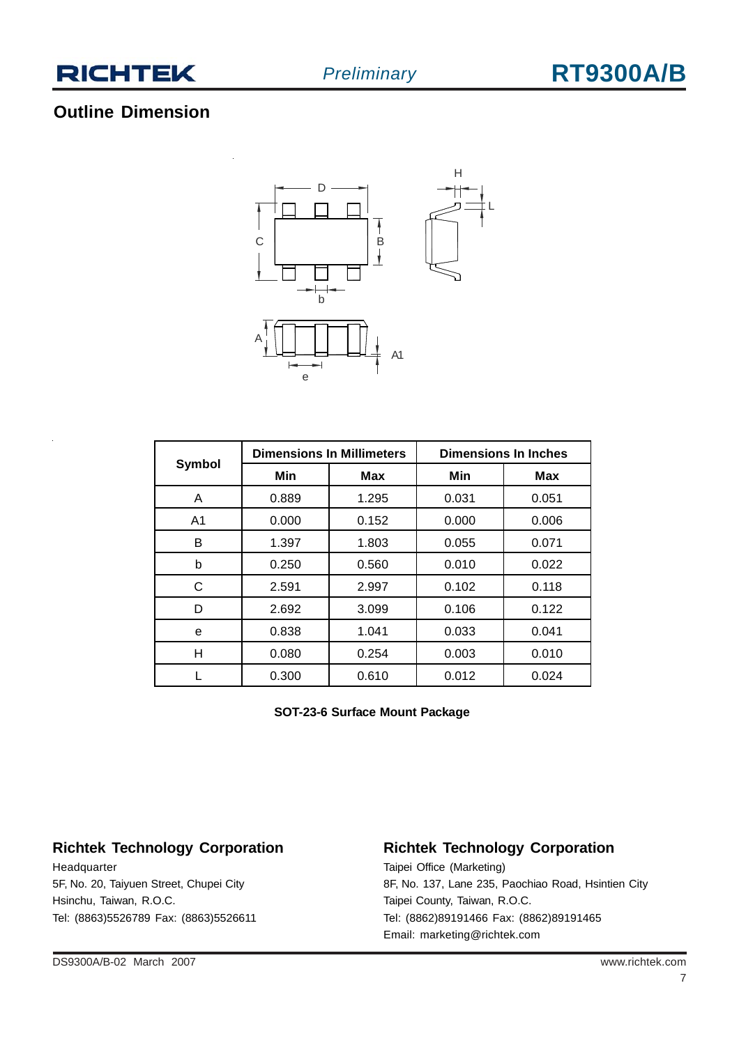## Outline Dimension

D

H

L

C

B

b

A

A1

e

| Symbol | Dimensions In Millimeters | | Dimensions In Inches | |
|---|---|---|---|---|
| | Min | Max | Min | Max |
| A | 0.889 | 1.295 | 0.031 | 0.051 |
| A1 | 0.000 | 0.152 | 0.000 | 0.006 |
| B | 1.397 | 1.803 | 0.055 | 0.071 |
| b | 0.250 | 0.560 | 0.010 | 0.022 |
| C | 2.591 | 2.997 | 0.102 | 0.118 |
| D | 2.692 | 3.099 | 0.106 | 0.122 |
| e | 0.838 | 1.041 | 0.033 | 0.041 |
| H | 0.080 | 0.254 | 0.003 | 0.010 |
| L | 0.300 | 0.610 | 0.012 | 0.024 |

**SOT-23-6 Surface Mount Package**

### Richtek Technology Corporation

Headquarter
5F, No. 20, Taiyuen Street, Chupei City
Hsinchu, Taiwan, R.O.C.
Tel: (8863)5526789 Fax: (8863)5526611

### Richtek Technology Corporation

Taipei Office (Marketing)
8F, No. 137, Lane 235, Paochiao Road, Hsintien City
Taipei County, Taiwan, R.O.C.
Tel: (8862)89191466 Fax: (8862)89191465
Email: marketing@richtek.com